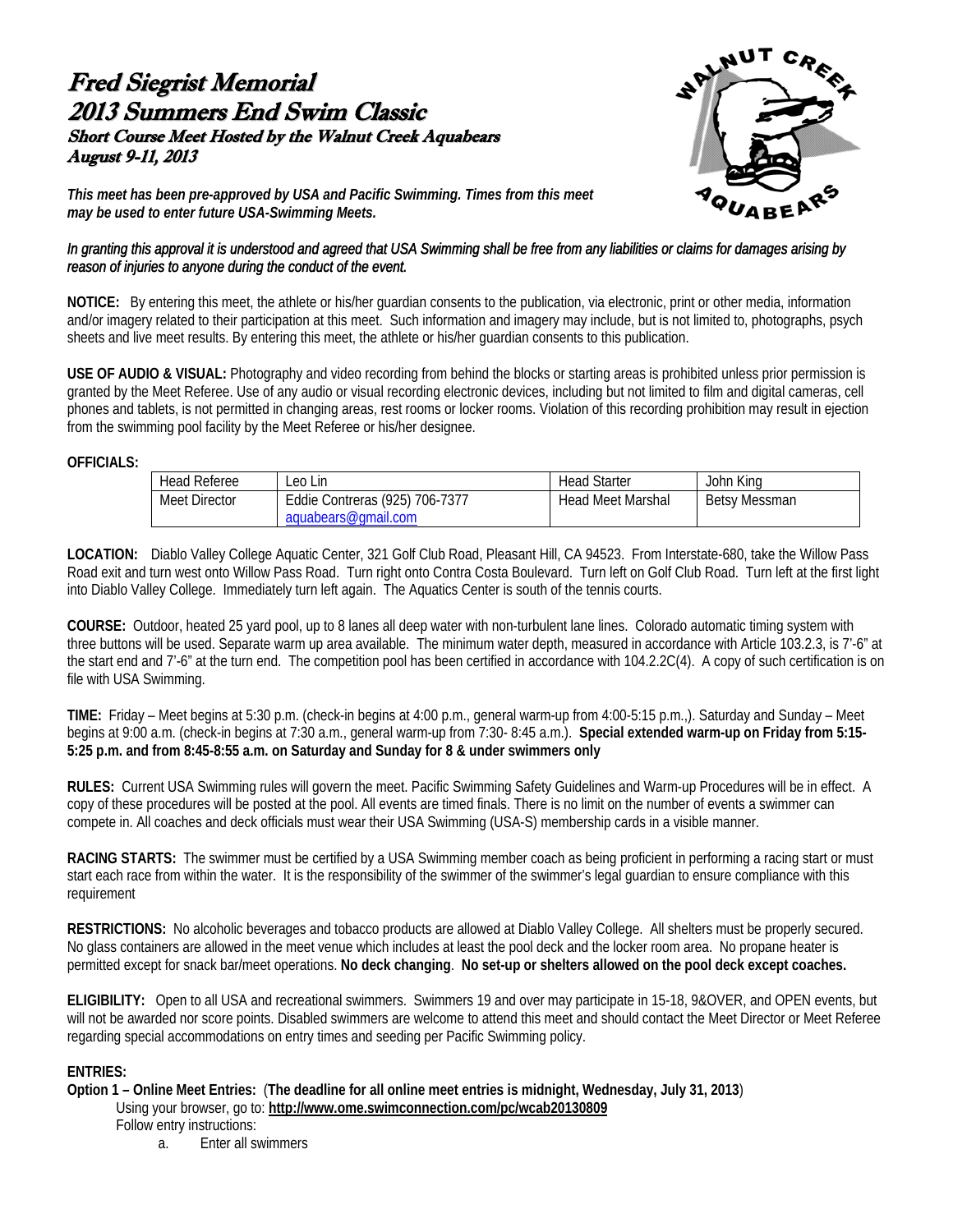# Fred Siegrist Memorial
# 2013 Summers End Swim Classic
### Short Course Meet Hosted by the Walnut Creek Aquabears
### August 9-11, 2013

***This meet has been pre-approved by USA and Pacific Swimming. Times from this meet may be used to enter future USA-Swimming Meets.***

*In granting this approval it is understood and agreed that USA Swimming shall be free from any liabilities or claims for damages arising by reason of injuries to anyone during the conduct of the event.*

**NOTICE:** By entering this meet, the athlete or his/her guardian consents to the publication, via electronic, print or other media, information and/or imagery related to their participation at this meet. Such information and imagery may include, but is not limited to, photographs, psych sheets and live meet results. By entering this meet, the athlete or his/her guardian consents to this publication.

**USE OF AUDIO & VISUAL:** Photography and video recording from behind the blocks or starting areas is prohibited unless prior permission is granted by the Meet Referee. Use of any audio or visual recording electronic devices, including but not limited to film and digital cameras, cell phones and tablets, is not permitted in changing areas, rest rooms or locker rooms. Violation of this recording prohibition may result in ejection from the swimming pool facility by the Meet Referee or his/her designee.

**OFFICIALS:**

| | | | |
|---|---|---|---|
| Head Referee | Leo Lin | Head Starter | John King |
| Meet Director | Eddie Contreras (925) 706-7377 aquabears@gmail.com | Head Meet Marshal | Betsy Messman |

**LOCATION:** Diablo Valley College Aquatic Center, 321 Golf Club Road, Pleasant Hill, CA 94523. From Interstate-680, take the Willow Pass Road exit and turn west onto Willow Pass Road. Turn right onto Contra Costa Boulevard. Turn left on Golf Club Road. Turn left at the first light into Diablo Valley College. Immediately turn left again. The Aquatics Center is south of the tennis courts.

**COURSE:** Outdoor, heated 25 yard pool, up to 8 lanes all deep water with non-turbulent lane lines. Colorado automatic timing system with three buttons will be used. Separate warm up area available. The minimum water depth, measured in accordance with Article 103.2.3, is 7'-6" at the start end and 7'-6" at the turn end. The competition pool has been certified in accordance with 104.2.2C(4). A copy of such certification is on file with USA Swimming.

**TIME:** Friday – Meet begins at 5:30 p.m. (check-in begins at 4:00 p.m., general warm-up from 4:00-5:15 p.m.,). Saturday and Sunday – Meet begins at 9:00 a.m. (check-in begins at 7:30 a.m., general warm-up from 7:30- 8:45 a.m.). **Special extended warm-up on Friday from 5:15-5:25 p.m. and from 8:45-8:55 a.m. on Saturday and Sunday for 8 & under swimmers only**

**RULES:** Current USA Swimming rules will govern the meet. Pacific Swimming Safety Guidelines and Warm-up Procedures will be in effect. A copy of these procedures will be posted at the pool. All events are timed finals. There is no limit on the number of events a swimmer can compete in. All coaches and deck officials must wear their USA Swimming (USA-S) membership cards in a visible manner.

**RACING STARTS:** The swimmer must be certified by a USA Swimming member coach as being proficient in performing a racing start or must start each race from within the water. It is the responsibility of the swimmer of the swimmer's legal guardian to ensure compliance with this requirement

**RESTRICTIONS:** No alcoholic beverages and tobacco products are allowed at Diablo Valley College. All shelters must be properly secured. No glass containers are allowed in the meet venue which includes at least the pool deck and the locker room area. No propane heater is permitted except for snack bar/meet operations. **No deck changing**. **No set-up or shelters allowed on the pool deck except coaches.**

**ELIGIBILITY:** Open to all USA and recreational swimmers. Swimmers 19 and over may participate in 15-18, 9&OVER, and OPEN events, but will not be awarded nor score points. Disabled swimmers are welcome to attend this meet and should contact the Meet Director or Meet Referee regarding special accommodations on entry times and seeding per Pacific Swimming policy.

**ENTRIES:**

**Option 1 – Online Meet Entries:** (**The deadline for all online meet entries is midnight, Wednesday, July 31, 2013**)

Using your browser, go to: **http://www.ome.swimconnection.com/pc/wcab20130809**

Follow entry instructions:

a. Enter all swimmers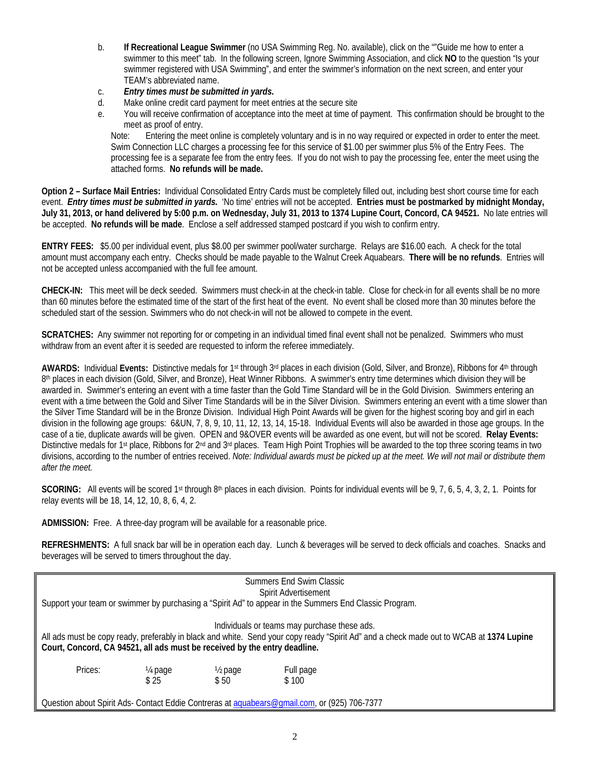b. **If Recreational League Swimmer** (no USA Swimming Reg. No. available), click on the ""Guide me how to enter a swimmer to this meet" tab. In the following screen, Ignore Swimming Association, and click **NO** to the question "Is your swimmer registered with USA Swimming", and enter the swimmer's information on the next screen, and enter your TEAM's abbreviated name.

c. ***Entry times must be submitted in yards.***

d. Make online credit card payment for meet entries at the secure site

e. You will receive confirmation of acceptance into the meet at time of payment. This confirmation should be brought to the meet as proof of entry.

Note: Entering the meet online is completely voluntary and is in no way required or expected in order to enter the meet. Swim Connection LLC charges a processing fee for this service of $1.00 per swimmer plus 5% of the Entry Fees. The processing fee is a separate fee from the entry fees. If you do not wish to pay the processing fee, enter the meet using the attached forms. **No refunds will be made.**

**Option 2 – Surface Mail Entries:** Individual Consolidated Entry Cards must be completely filled out, including best short course time for each event. ***Entry times must be submitted in yards.*** 'No time' entries will not be accepted. **Entries must be postmarked by midnight Monday, July 31, 2013, or hand delivered by 5:00 p.m. on Wednesday, July 31, 2013 to 1374 Lupine Court, Concord, CA 94521.** No late entries will be accepted. **No refunds will be made**. Enclose a self addressed stamped postcard if you wish to confirm entry.

**ENTRY FEES:** $5.00 per individual event, plus $8.00 per swimmer pool/water surcharge. Relays are $16.00 each. A check for the total amount must accompany each entry. Checks should be made payable to the Walnut Creek Aquabears. **There will be no refunds**. Entries will not be accepted unless accompanied with the full fee amount.

**CHECK-IN:** This meet will be deck seeded. Swimmers must check-in at the check-in table. Close for check-in for all events shall be no more than 60 minutes before the estimated time of the start of the first heat of the event. No event shall be closed more than 30 minutes before the scheduled start of the session. Swimmers who do not check-in will not be allowed to compete in the event.

**SCRATCHES:** Any swimmer not reporting for or competing in an individual timed final event shall not be penalized. Swimmers who must withdraw from an event after it is seeded are requested to inform the referee immediately.

**AWARDS:** Individual **Events:** Distinctive medals for 1st through 3rd places in each division (Gold, Silver, and Bronze), Ribbons for 4th through 8th places in each division (Gold, Silver, and Bronze), Heat Winner Ribbons. A swimmer's entry time determines which division they will be awarded in. Swimmer's entering an event with a time faster than the Gold Time Standard will be in the Gold Division. Swimmers entering an event with a time between the Gold and Silver Time Standards will be in the Silver Division. Swimmers entering an event with a time slower than the Silver Time Standard will be in the Bronze Division. Individual High Point Awards will be given for the highest scoring boy and girl in each division in the following age groups: 6&UN, 7, 8, 9, 10, 11, 12, 13, 14, 15-18. Individual Events will also be awarded in those age groups. In the case of a tie, duplicate awards will be given. OPEN and 9&OVER events will be awarded as one event, but will not be scored. **Relay Events:** Distinctive medals for 1st place, Ribbons for 2nd and 3rd places. Team High Point Trophies will be awarded to the top three scoring teams in two divisions, according to the number of entries received. *Note: Individual awards must be picked up at the meet. We will not mail or distribute them after the meet.*

**SCORING:** All events will be scored 1st through 8th places in each division. Points for individual events will be 9, 7, 6, 5, 4, 3, 2, 1. Points for relay events will be 18, 14, 12, 10, 8, 6, 4, 2.

**ADMISSION:** Free. A three-day program will be available for a reasonable price.

**REFRESHMENTS:** A full snack bar will be in operation each day. Lunch & beverages will be served to deck officials and coaches. Snacks and beverages will be served to timers throughout the day.

Summers End Swim Classic

Spirit Advertisement

Support your team or swimmer by purchasing a "Spirit Ad" to appear in the Summers End Classic Program.

Individuals or teams may purchase these ads.

All ads must be copy ready, preferably in black and white. Send your copy ready "Spirit Ad" and a check made out to WCAB at **1374 Lupine Court, Concord, CA 94521, all ads must be received by the entry deadline.**

| | | | |
|---|---|---|---|
| Prices: | ¼ page | ½ page | Full page |
| | $ 25 | $ 50 | $ 100 |

Question about Spirit Ads- Contact Eddie Contreras at aquabears@gmail.com, or (925) 706-7377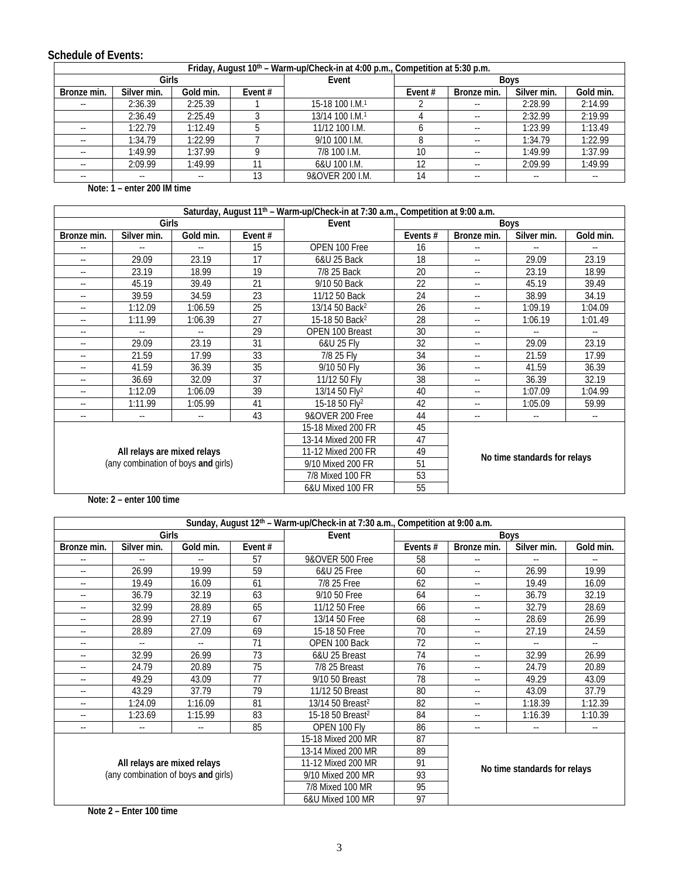**Schedule of Events:**

| Friday, August 10th – Warm-up/Check-in at 4:00 p.m., Competition at 5:30 p.m. | | | | | | | | |
|---|---|---|---|---|---|---|---|---|
| Girls | | | | Event | Boys | | | |
| Bronze min. | Silver min. | Gold min. | Event # | | Event # | Bronze min. | Silver min. | Gold min. |
| -- | 2:36.39 | 2:25.39 | 1 | 15-18 100 I.M.[1] | 2 | -- | 2:28.99 | 2:14.99 |
| | 2:36.49 | 2:25.49 | 3 | 13/14 100 I.M.[1] | 4 | -- | 2:32.99 | 2:19.99 |
| -- | 1:22.79 | 1:12.49 | 5 | 11/12 100 I.M. | 6 | -- | 1:23.99 | 1:13.49 |
| -- | 1:34.79 | 1:22.99 | 7 | 9/10 100 I.M. | 8 | -- | 1:34.79 | 1:22.99 |
| -- | 1:49.99 | 1:37.99 | 9 | 7/8 100 I.M. | 10 | -- | 1:49.99 | 1:37.99 |
| -- | 2:09.99 | 1:49.99 | 11 | 6&U 100 I.M. | 12 | -- | 2:09.99 | 1:49.99 |
| -- | -- | -- | 13 | 9&OVER 200 I.M. | 14 | -- | -- | -- |

**Note: 1 – enter 200 IM time**

| Saturday, August 11th – Warm-up/Check-in at 7:30 a.m., Competition at 9:00 a.m. | | | | | | | | |
|---|---|---|---|---|---|---|---|---|
| Girls | | | | Event | Boys | | | |
| Bronze min. | Silver min. | Gold min. | Event # | | Events # | Bronze min. | Silver min. | Gold min. |
| -- | -- | -- | 15 | OPEN 100 Free | 16 | -- | -- | -- |
| -- | 29.09 | 23.19 | 17 | 6&U 25 Back | 18 | -- | 29.09 | 23.19 |
| -- | 23.19 | 18.99 | 19 | 7/8 25 Back | 20 | -- | 23.19 | 18.99 |
| -- | 45.19 | 39.49 | 21 | 9/10 50 Back | 22 | -- | 45.19 | 39.49 |
| -- | 39.59 | 34.59 | 23 | 11/12 50 Back | 24 | -- | 38.99 | 34.19 |
| -- | 1:12.09 | 1:06.59 | 25 | 13/14 50 Back[2] | 26 | -- | 1:09.19 | 1:04.09 |
| -- | 1:11.99 | 1:06.39 | 27 | 15-18 50 Back[2] | 28 | -- | 1:06.19 | 1:01.49 |
| -- | -- | -- | 29 | OPEN 100 Breast | 30 | -- | -- | -- |
| -- | 29.09 | 23.19 | 31 | 6&U 25 Fly | 32 | -- | 29.09 | 23.19 |
| -- | 21.59 | 17.99 | 33 | 7/8 25 Fly | 34 | -- | 21.59 | 17.99 |
| -- | 41.59 | 36.39 | 35 | 9/10 50 Fly | 36 | -- | 41.59 | 36.39 |
| -- | 36.69 | 32.09 | 37 | 11/12 50 Fly | 38 | -- | 36.39 | 32.19 |
| -- | 1:12.09 | 1:06.09 | 39 | 13/14 50 Fly[2] | 40 | -- | 1:07.09 | 1:04.99 |
| -- | 1:11.99 | 1:05.99 | 41 | 15-18 50 Fly[2] | 42 | -- | 1:05.09 | 59.99 |
| -- | -- | -- | 43 | 9&OVER 200 Free | 44 | -- | -- | -- |
| All relays are mixed relays (any combination of boys **and** girls) | | | | 15-18 Mixed 200 FR | 45 | No time standards for relays | | |
| | | | | 13-14 Mixed 200 FR | 47 | | | |
| | | | | 11-12 Mixed 200 FR | 49 | | | |
| | | | | 9/10 Mixed 200 FR | 51 | | | |
| | | | | 7/8 Mixed 100 FR | 53 | | | |
| | | | | 6&U Mixed 100 FR | 55 | | | |

**Note: 2 – enter 100 time**

| Sunday, August 12th – Warm-up/Check-in at 7:30 a.m., Competition at 9:00 a.m. | | | | | | | | |
|---|---|---|---|---|---|---|---|---|
| Girls | | | | Event | Boys | | | |
| Bronze min. | Silver min. | Gold min. | Event # | | Events # | Bronze min. | Silver min. | Gold min. |
| -- | -- | -- | 57 | 9&OVER 500 Free | 58 | -- | -- | -- |
| -- | 26.99 | 19.99 | 59 | 6&U 25 Free | 60 | -- | 26.99 | 19.99 |
| -- | 19.49 | 16.09 | 61 | 7/8 25 Free | 62 | -- | 19.49 | 16.09 |
| -- | 36.79 | 32.19 | 63 | 9/10 50 Free | 64 | -- | 36.79 | 32.19 |
| -- | 32.99 | 28.89 | 65 | 11/12 50 Free | 66 | -- | 32.79 | 28.69 |
| -- | 28.99 | 27.19 | 67 | 13/14 50 Free | 68 | -- | 28.69 | 26.99 |
| -- | 28.89 | 27.09 | 69 | 15-18 50 Free | 70 | -- | 27.19 | 24.59 |
| -- | -- | -- | 71 | OPEN 100 Back | 72 | -- | -- | -- |
| -- | 32.99 | 26.99 | 73 | 6&U 25 Breast | 74 | -- | 32.99 | 26.99 |
| -- | 24.79 | 20.89 | 75 | 7/8 25 Breast | 76 | -- | 24.79 | 20.89 |
| -- | 49.29 | 43.09 | 77 | 9/10 50 Breast | 78 | -- | 49.29 | 43.09 |
| -- | 43.29 | 37.79 | 79 | 11/12 50 Breast | 80 | -- | 43.09 | 37.79 |
| -- | 1:24.09 | 1:16.09 | 81 | 13/14 50 Breast[2] | 82 | -- | 1:18.39 | 1:12.39 |
| -- | 1:23.69 | 1:15.99 | 83 | 15-18 50 Breast[2] | 84 | -- | 1:16.39 | 1:10.39 |
| -- | -- | -- | 85 | OPEN 100 Fly | 86 | -- | -- | -- |
| All relays are mixed relays (any combination of boys **and** girls) | | | | 15-18 Mixed 200 MR | 87 | No time standards for relays | | |
| | | | | 13-14 Mixed 200 MR | 89 | | | |
| | | | | 11-12 Mixed 200 MR | 91 | | | |
| | | | | 9/10 Mixed 200 MR | 93 | | | |
| | | | | 7/8 Mixed 100 MR | 95 | | | |
| | | | | 6&U Mixed 100 MR | 97 | | | |

**Note 2 – Enter 100 time**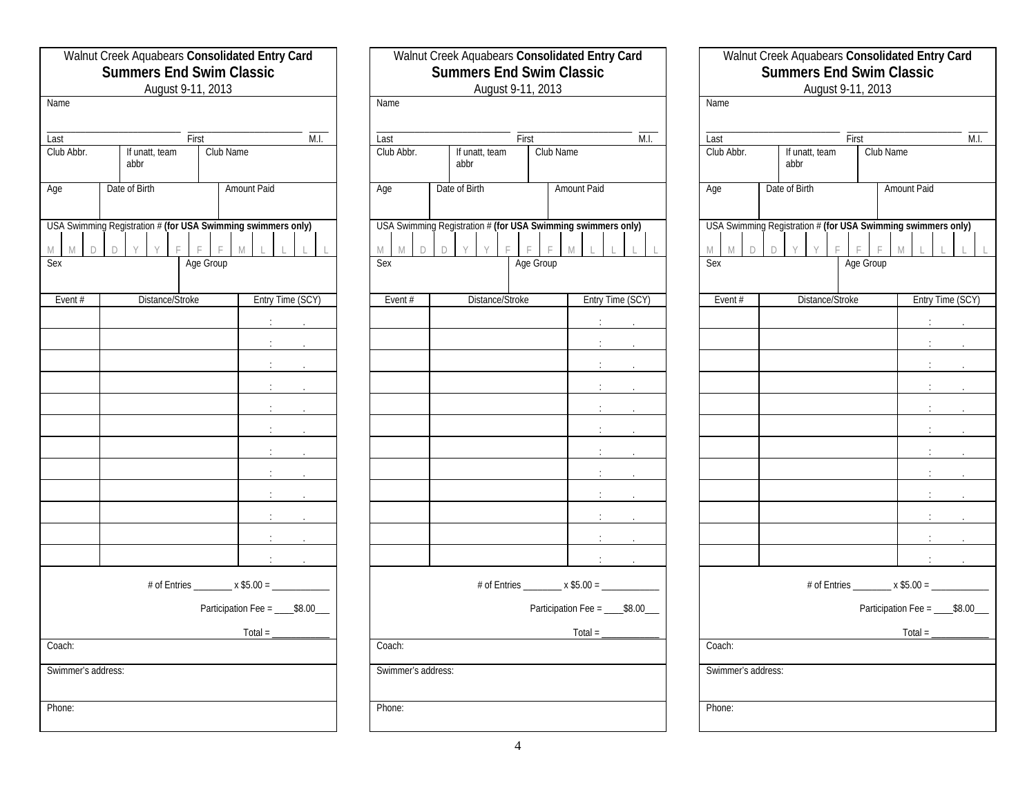Walnut Creek Aquabears **Consolidated Entry Card**

## Summers End Swim Classic

August 9-11, 2013

Name

___________________________ ______________________ ____
Last First M.I.

| Club Abbr. | If unatt, team abbr | Club Name |
|---|---|---|
| | | |

| Age | Date of Birth | Amount Paid |
|---|---|---|
| | | |

USA Swimming Registration # **(for USA Swimming swimmers only)**

| M | M | D | D | Y | Y | F | F | F | M | L | L | L | L |
|---|---|---|---|---|---|---|---|---|---|---|---|---|---|

| Sex | Age Group |
|---|---|
| | |

| Event # | Distance/Stroke | Entry Time (SCY) |
|---|---|---|
| | | : . |
| | | : . |
| | | : . |
| | | : . |
| | | : . |
| | | : . |
| | | : . |
| | | : . |
| | | : . |
| | | : . |
| | | : . |
| | | : . |

# of Entries ________ x $5.00 = ____________

Participation Fee = ____$8.00___

Total = ____________

Coach:

Swimmer's address:

Phone:

---

Walnut Creek Aquabears **Consolidated Entry Card**

## Summers End Swim Classic

August 9-11, 2013

Name

___________________________ ______________________ ____
Last First M.I.

| Club Abbr. | If unatt, team abbr | Club Name |
|---|---|---|
| | | |

| Age | Date of Birth | Amount Paid |
|---|---|---|
| | | |

USA Swimming Registration # **(for USA Swimming swimmers only)**

| M | M | D | D | Y | Y | F | F | F | M | L | L | L | L |
|---|---|---|---|---|---|---|---|---|---|---|---|---|---|

| Sex | Age Group |
|---|---|
| | |

| Event # | Distance/Stroke | Entry Time (SCY) |
|---|---|---|
| | | : . |
| | | : . |
| | | : . |
| | | : . |
| | | : . |
| | | : . |
| | | : . |
| | | : . |
| | | : . |
| | | : . |
| | | : . |
| | | : . |

# of Entries ________ x $5.00 = ____________

Participation Fee = ____$8.00___

Total = ____________

Coach:

Swimmer's address:

Phone:

---

Walnut Creek Aquabears **Consolidated Entry Card**

## Summers End Swim Classic

August 9-11, 2013

Name

___________________________ ______________________ ____
Last First M.I.

| Club Abbr. | If unatt, team abbr | Club Name |
|---|---|---|
| | | |

| Age | Date of Birth | Amount Paid |
|---|---|---|
| | | |

USA Swimming Registration # **(for USA Swimming swimmers only)**

| M | M | D | D | Y | Y | F | F | F | M | L | L | L | L |
|---|---|---|---|---|---|---|---|---|---|---|---|---|---|

| Sex | Age Group |
|---|---|
| | |

| Event # | Distance/Stroke | Entry Time (SCY) |
|---|---|---|
| | | : . |
| | | : . |
| | | : . |
| | | : . |
| | | : . |
| | | : . |
| | | : . |
| | | : . |
| | | : . |
| | | : . |
| | | : . |
| | | : . |

# of Entries ________ x $5.00 = ____________

Participation Fee = ____$8.00___

Total = ____________

Coach:

Swimmer's address:

Phone: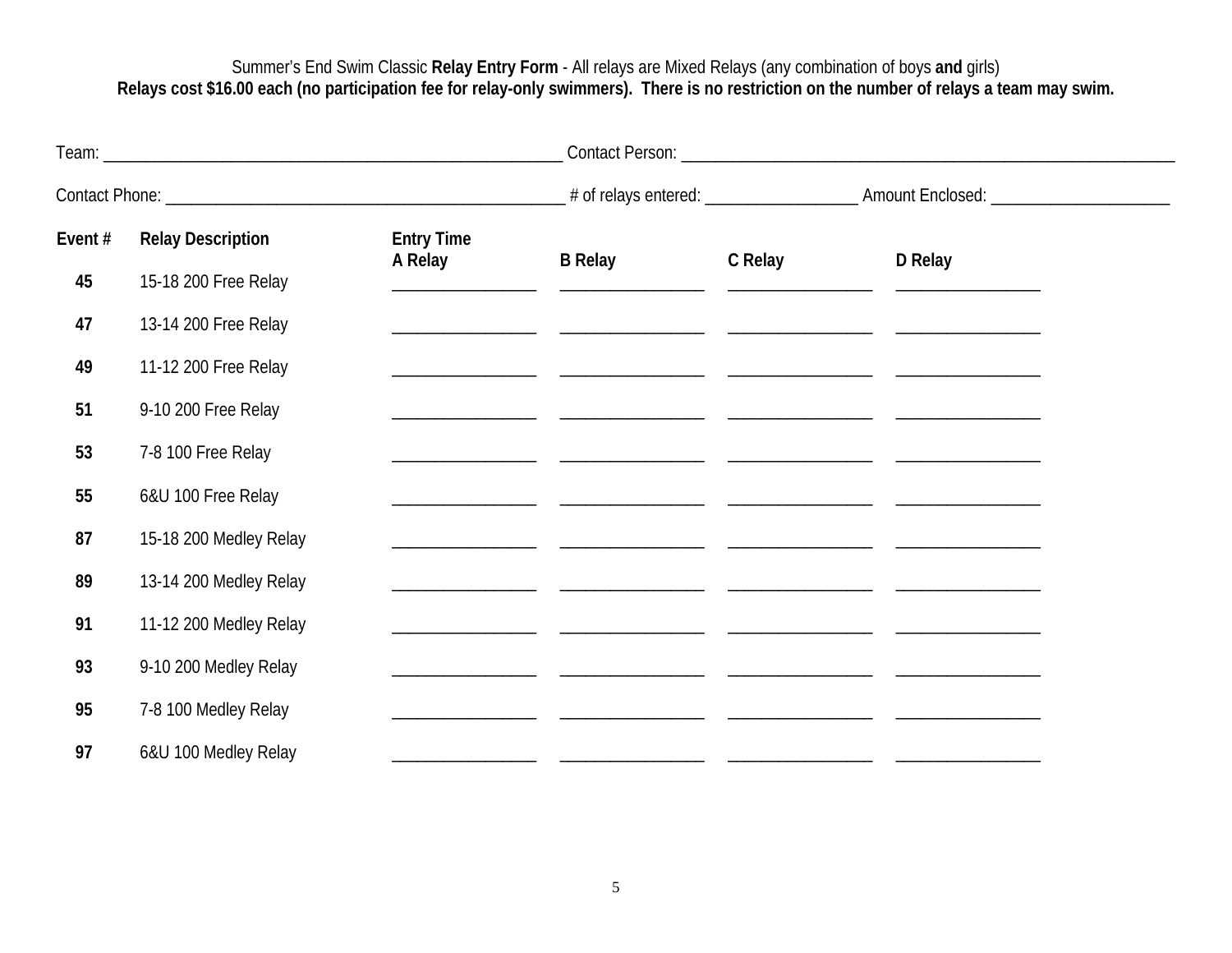Summer's End Swim Classic **Relay Entry Form** - All relays are Mixed Relays (any combination of boys **and** girls)

**Relays cost $16.00 each (no participation fee for relay-only swimmers). There is no restriction on the number of relays a team may swim.**

Team: ______________________________ Contact Person: ______________________________

Contact Phone: ______________________________ # of relays entered: ______________ Amount Enclosed: ______________

| Event # | Relay Description | Entry Time A Relay | B Relay | C Relay | D Relay |
|---|---|---|---|---|---|
| 45 | 15-18 200 Free Relay | ________ | ________ | ________ | ________ |
| 47 | 13-14 200 Free Relay | ________ | ________ | ________ | ________ |
| 49 | 11-12 200 Free Relay | ________ | ________ | ________ | ________ |
| 51 | 9-10 200 Free Relay | ________ | ________ | ________ | ________ |
| 53 | 7-8 100 Free Relay | ________ | ________ | ________ | ________ |
| 55 | 6&U 100 Free Relay | ________ | ________ | ________ | ________ |
| 87 | 15-18 200 Medley Relay | ________ | ________ | ________ | ________ |
| 89 | 13-14 200 Medley Relay | ________ | ________ | ________ | ________ |
| 91 | 11-12 200 Medley Relay | ________ | ________ | ________ | ________ |
| 93 | 9-10 200 Medley Relay | ________ | ________ | ________ | ________ |
| 95 | 7-8 100 Medley Relay | ________ | ________ | ________ | ________ |
| 97 | 6&U 100 Medley Relay | ________ | ________ | ________ | ________ |